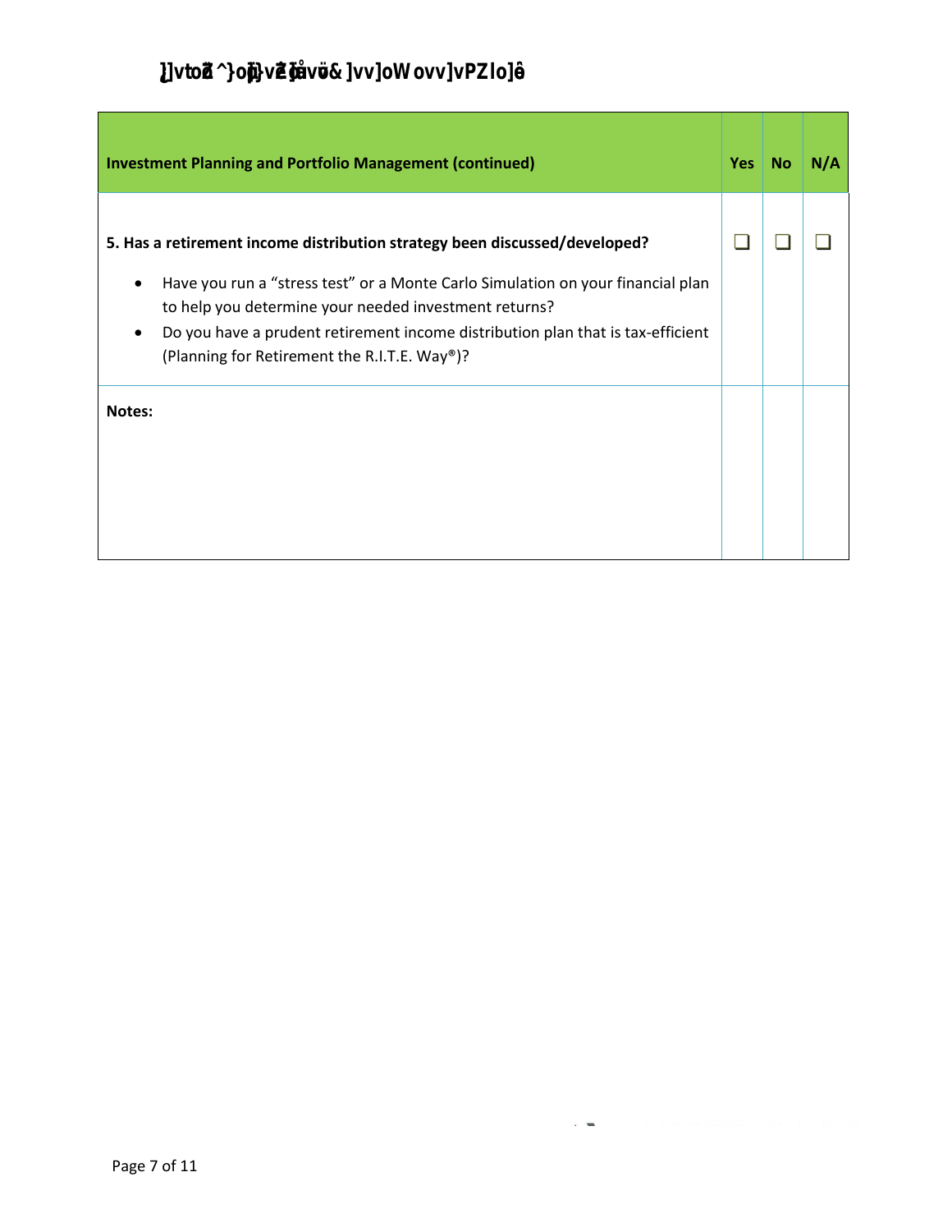| Investment Planning and Portfolio Management (continued) | Yes | No | N/A |
| --- | --- | --- | --- |
| **5. Has a retirement income distribution strategy been discussed/developed?**<br>• Have you run a “stress test” or a Monte Carlo Simulation on your financial plan to help you determine your needed investment returns?<br>• Do you have a prudent retirement income distribution plan that is tax-efficient (Planning for Retirement the R.I.T.E. Way®)? | ❑ | ❑ | ❑ |
| **Notes:** | | | |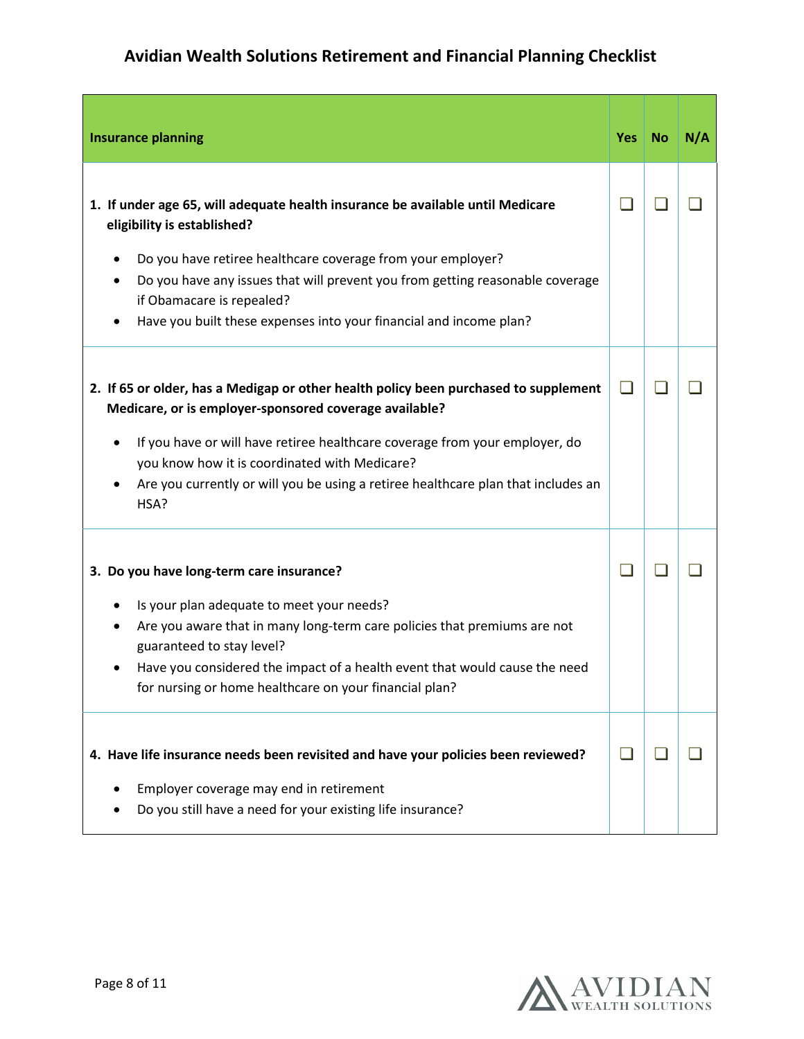# Avidian Wealth Solutions Retirement and Financial Planning Checklist

| Insurance planning | Yes | No | N/A |
|---|---|---|---|
| **1. If under age 65, will adequate health insurance be available until Medicare eligibility is established?**<br>• Do you have retiree healthcare coverage from your employer?<br>• Do you have any issues that will prevent you from getting reasonable coverage if Obamacare is repealed?<br>• Have you built these expenses into your financial and income plan? | ❑ | ❑ | ❑ |
| **2. If 65 or older, has a Medigap or other health policy been purchased to supplement Medicare, or is employer-sponsored coverage available?**<br>• If you have or will have retiree healthcare coverage from your employer, do you know how it is coordinated with Medicare?<br>• Are you currently or will you be using a retiree healthcare plan that includes an HSA? | ❑ | ❑ | ❑ |
| **3. Do you have long-term care insurance?**<br>• Is your plan adequate to meet your needs?<br>• Are you aware that in many long-term care policies that premiums are not guaranteed to stay level?<br>• Have you considered the impact of a health event that would cause the need for nursing or home healthcare on your financial plan? | ❑ | ❑ | ❑ |
| **4. Have life insurance needs been revisited and have your policies been reviewed?**<br>• Employer coverage may end in retirement<br>• Do you still have a need for your existing life insurance? | ❑ | ❑ | ❑ |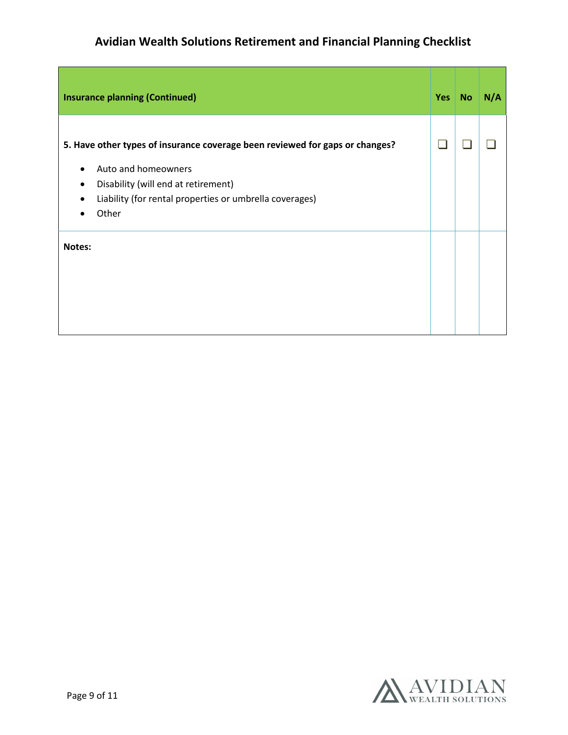# Avidian Wealth Solutions Retirement and Financial Planning Checklist

| **Insurance planning (Continued)** | **Yes** | **No** | **N/A** |
| --- | --- | --- | --- |
| **5. Have other types of insurance coverage been reviewed for gaps or changes?**<br>• Auto and homeowners<br>• Disability (will end at retirement)<br>• Liability (for rental properties or umbrella coverages)<br>• Other | ❑ | ❑ | ❑ |
| **Notes:** | | | |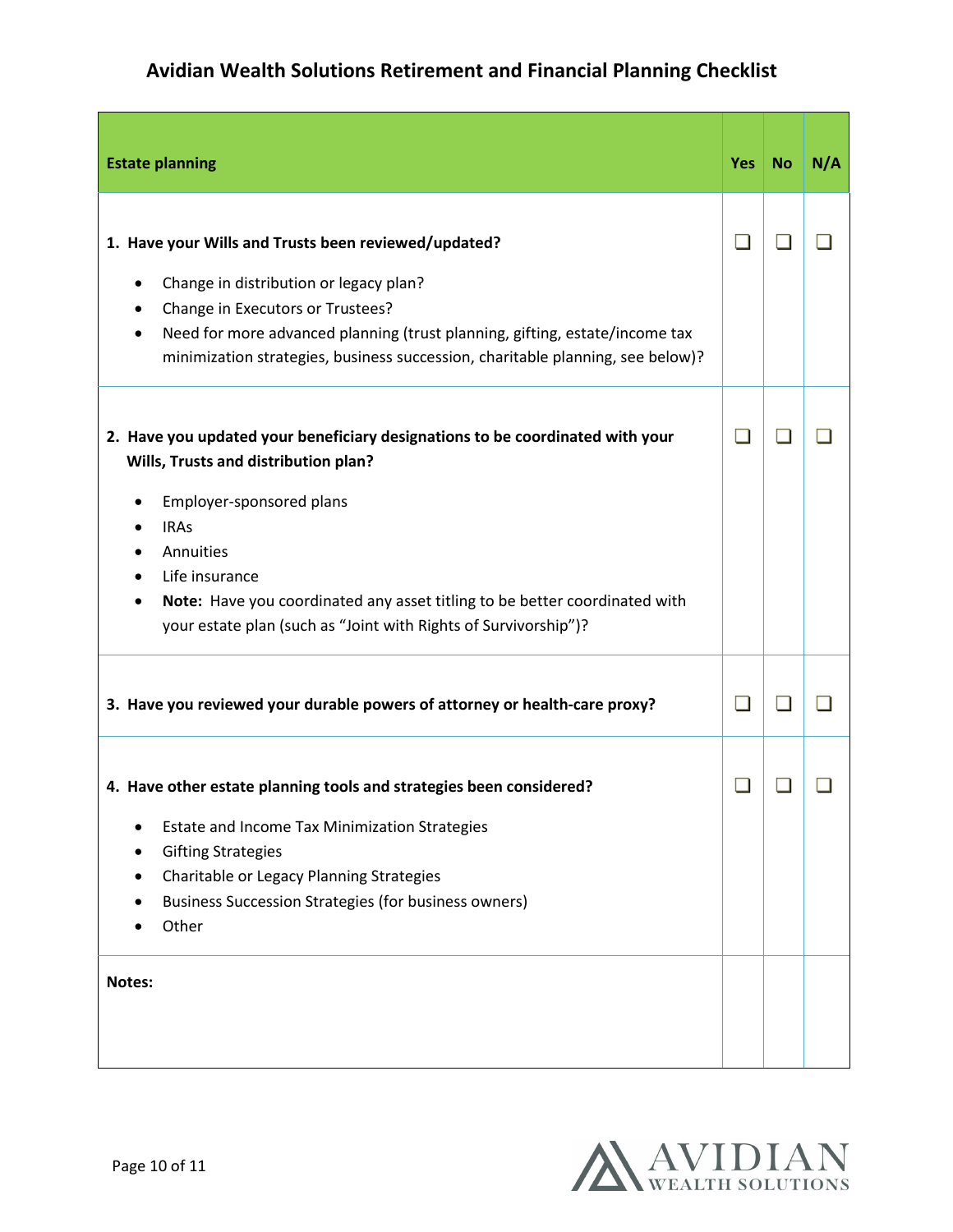# Avidian Wealth Solutions Retirement and Financial Planning Checklist

| Estate planning | Yes | No | N/A |
|---|---|---|---|
| **1. Have your Wills and Trusts been reviewed/updated?**<br>• Change in distribution or legacy plan?<br>• Change in Executors or Trustees?<br>• Need for more advanced planning (trust planning, gifting, estate/income tax minimization strategies, business succession, charitable planning, see below)? | ☐ | ☐ | ☐ |
| **2. Have you updated your beneficiary designations to be coordinated with your Wills, Trusts and distribution plan?**<br>• Employer-sponsored plans<br>• IRAs<br>• Annuities<br>• Life insurance<br>• **Note:** Have you coordinated any asset titling to be better coordinated with your estate plan (such as "Joint with Rights of Survivorship")? | ☐ | ☐ | ☐ |
| **3. Have you reviewed your durable powers of attorney or health-care proxy?** | ☐ | ☐ | ☐ |
| **4. Have other estate planning tools and strategies been considered?**<br>• Estate and Income Tax Minimization Strategies<br>• Gifting Strategies<br>• Charitable or Legacy Planning Strategies<br>• Business Succession Strategies (for business owners)<br>• Other | ☐ | ☐ | ☐ |
| **Notes:** | | | |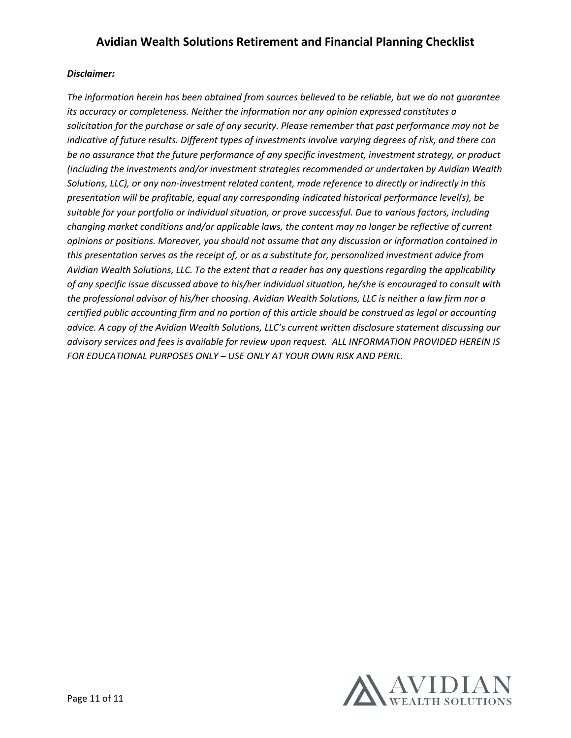***Disclaimer:***

*The information herein has been obtained from sources believed to be reliable, but we do not guarantee its accuracy or completeness. Neither the information nor any opinion expressed constitutes a solicitation for the purchase or sale of any security. Please remember that past performance may not be indicative of future results. Different types of investments involve varying degrees of risk, and there can be no assurance that the future performance of any specific investment, investment strategy, or product (including the investments and/or investment strategies recommended or undertaken by Avidian Wealth Solutions, LLC), or any non-investment related content, made reference to directly or indirectly in this presentation will be profitable, equal any corresponding indicated historical performance level(s), be suitable for your portfolio or individual situation, or prove successful. Due to various factors, including changing market conditions and/or applicable laws, the content may no longer be reflective of current opinions or positions. Moreover, you should not assume that any discussion or information contained in this presentation serves as the receipt of, or as a substitute for, personalized investment advice from Avidian Wealth Solutions, LLC. To the extent that a reader has any questions regarding the applicability of any specific issue discussed above to his/her individual situation, he/she is encouraged to consult with the professional advisor of his/her choosing. Avidian Wealth Solutions, LLC is neither a law firm nor a certified public accounting firm and no portion of this article should be construed as legal or accounting advice. A copy of the Avidian Wealth Solutions, LLC's current written disclosure statement discussing our advisory services and fees is available for review upon request. ALL INFORMATION PROVIDED HEREIN IS FOR EDUCATIONAL PURPOSES ONLY – USE ONLY AT YOUR OWN RISK AND PERIL.*